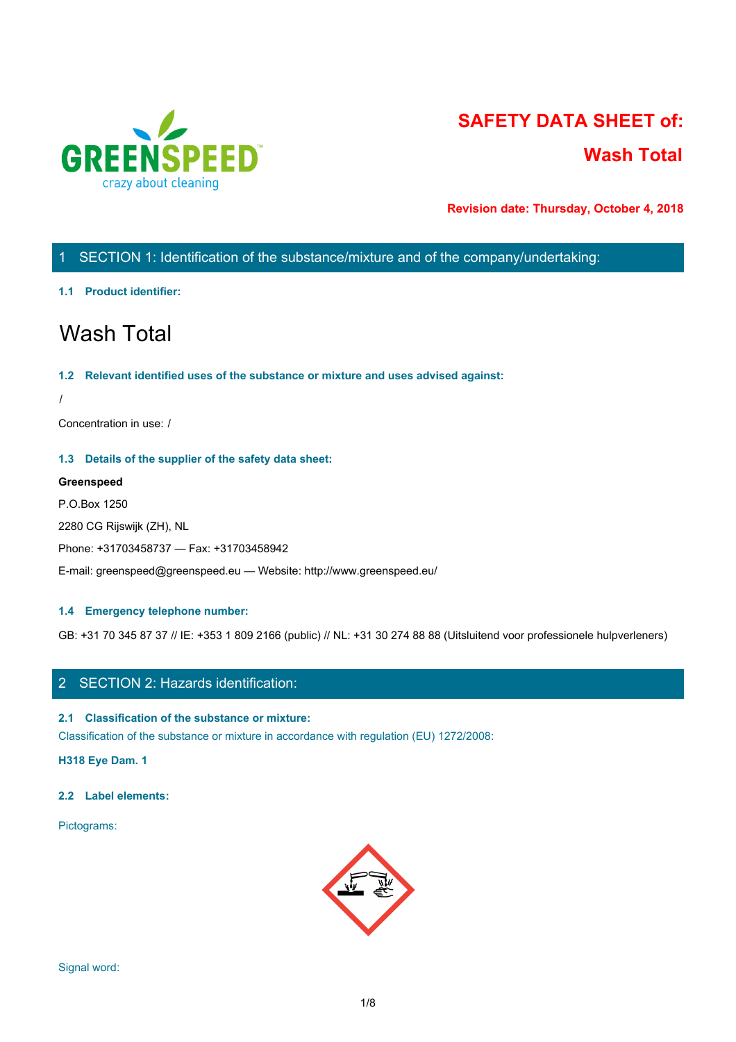# SAFETY DATA SHEET of: Wash Total

**Revision date: Thursday, October 4, 2018**

## 1 SECTION 1: Identification of the substance/mixture and of the company/undertaking:

### 1.1 Product identifier:

# Wash Total

### 1.2 Relevant identified uses of the substance or mixture and uses advised against:

/

Concentration in use: /

### 1.3 Details of the supplier of the safety data sheet:

**Greenspeed**

P.O.Box 1250

2280 CG Rijswijk (ZH), NL

Phone: +31703458737 — Fax: +31703458942

E-mail: greenspeed@greenspeed.eu — Website: http://www.greenspeed.eu/

### 1.4 Emergency telephone number:

GB: +31 70 345 87 37 // IE: +353 1 809 2166 (public) // NL: +31 30 274 88 88 (Uitsluitend voor professionele hulpverleners)

## 2 SECTION 2: Hazards identification:

### 2.1 Classification of the substance or mixture:

Classification of the substance or mixture in accordance with regulation (EU) 1272/2008:

**H318 Eye Dam. 1**

### 2.2 Label elements:

Pictograms:

Signal word: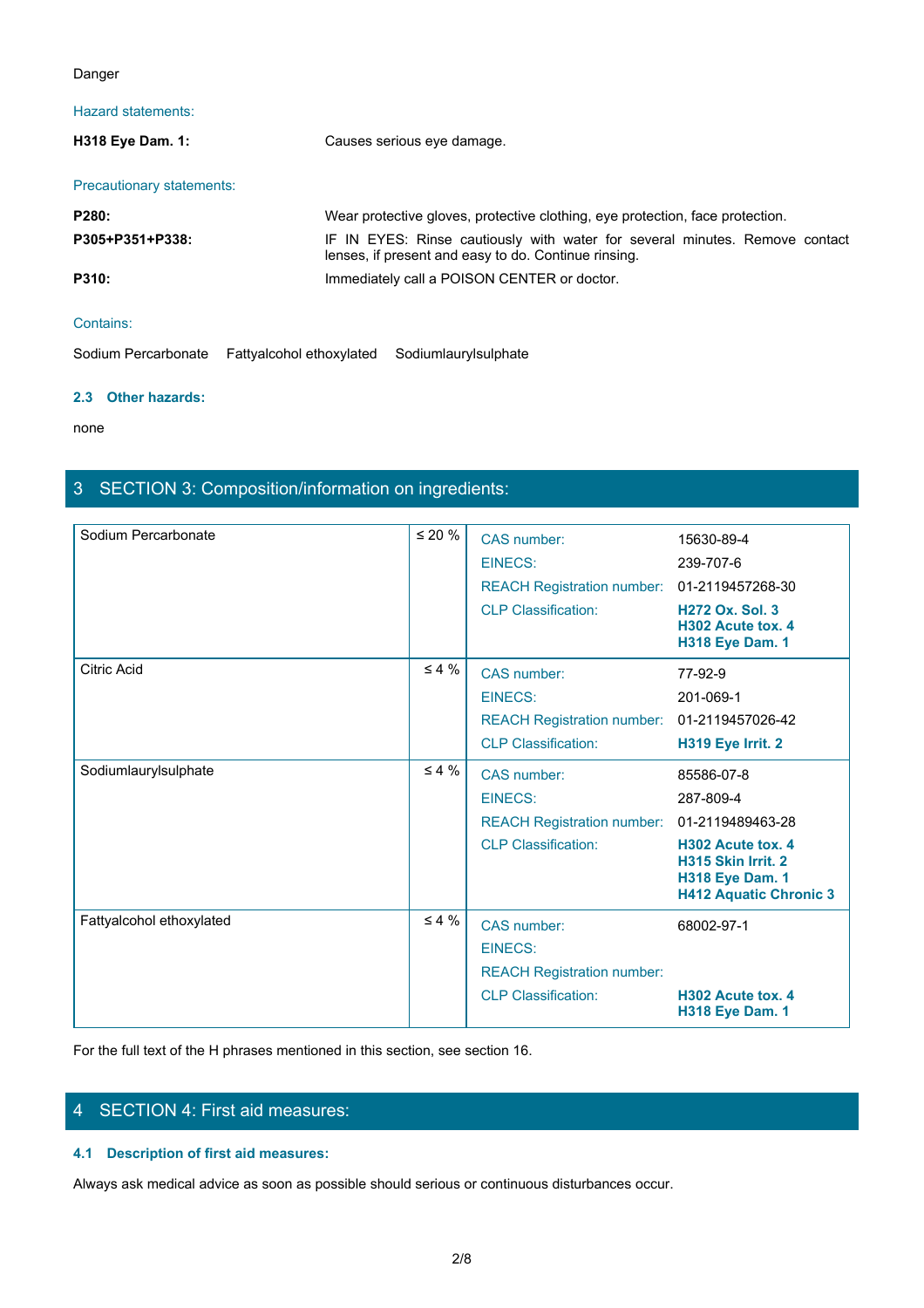Danger

Hazard statements:

| | |
|---|---|
| **H318 Eye Dam. 1:** | Causes serious eye damage. |

Precautionary statements:

| | |
|---|---|
| **P280:** | Wear protective gloves, protective clothing, eye protection, face protection. |
| **P305+P351+P338:** | IF IN EYES: Rinse cautiously with water for several minutes. Remove contact lenses, if present and easy to do. Continue rinsing. |
| **P310:** | Immediately call a POISON CENTER or doctor. |

Contains:

Sodium Percarbonate Fattyalcohol ethoxylated Sodiumlaurylsulphate

### 2.3 Other hazards:

none

## 3 SECTION 3: Composition/information on ingredients:

| Ingredient | Concentration | | |
|---|---|---|---|
| Sodium Percarbonate | ≤ 20 % | CAS number: | 15630-89-4 |
| | | EINECS: | 239-707-6 |
| | | REACH Registration number: | 01-2119457268-30 |
| | | CLP Classification: | **H272 Ox. Sol. 3**<br>**H302 Acute tox. 4**<br>**H318 Eye Dam. 1** |
| Citric Acid | ≤ 4 % | CAS number: | 77-92-9 |
| | | EINECS: | 201-069-1 |
| | | REACH Registration number: | 01-2119457026-42 |
| | | CLP Classification: | **H319 Eye Irrit. 2** |
| Sodiumlaurylsulphate | ≤ 4 % | CAS number: | 85586-07-8 |
| | | EINECS: | 287-809-4 |
| | | REACH Registration number: | 01-2119489463-28 |
| | | CLP Classification: | **H302 Acute tox. 4**<br>**H315 Skin Irrit. 2**<br>**H318 Eye Dam. 1**<br>**H412 Aquatic Chronic 3** |
| Fattyalcohol ethoxylated | ≤ 4 % | CAS number: | 68002-97-1 |
| | | EINECS: | |
| | | REACH Registration number: | |
| | | CLP Classification: | **H302 Acute tox. 4**<br>**H318 Eye Dam. 1** |

For the full text of the H phrases mentioned in this section, see section 16.

## 4 SECTION 4: First aid measures:

### 4.1 Description of first aid measures:

Always ask medical advice as soon as possible should serious or continuous disturbances occur.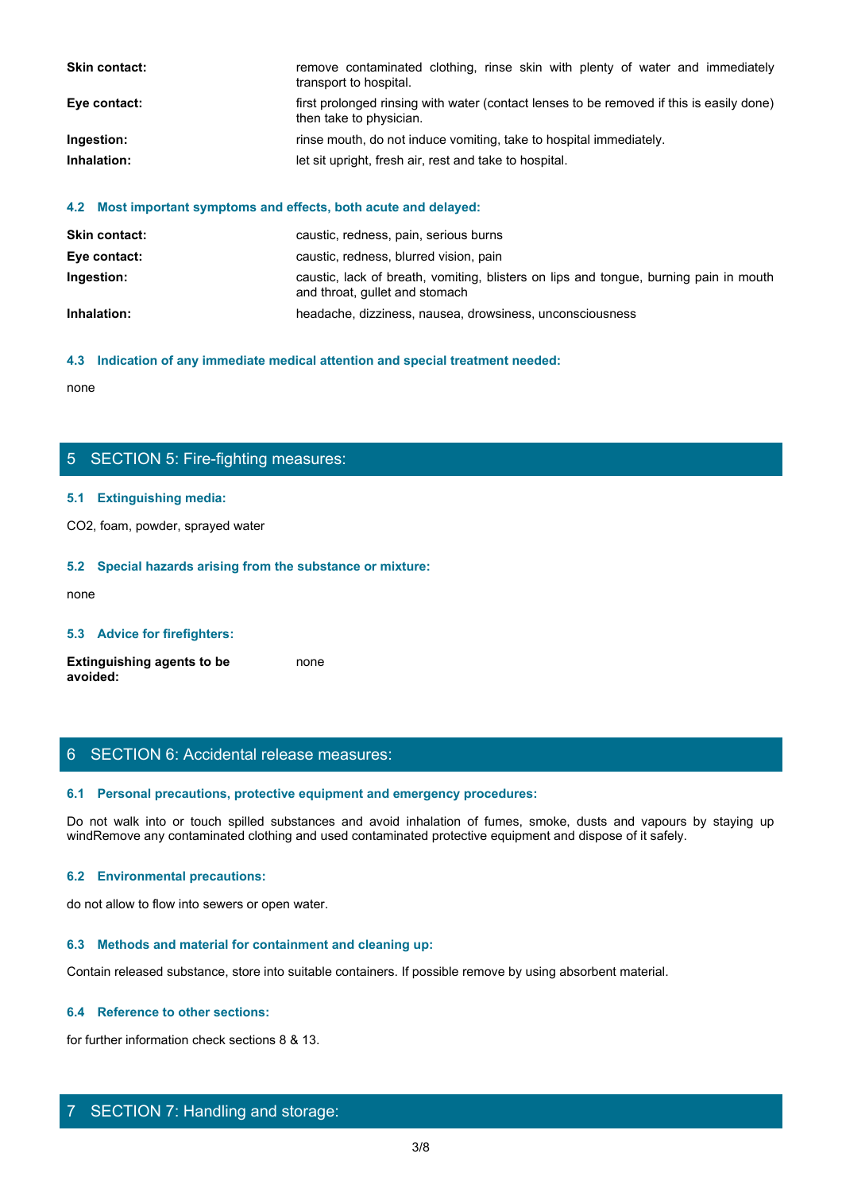**Skin contact:** remove contaminated clothing, rinse skin with plenty of water and immediately transport to hospital.

**Eye contact:** first prolonged rinsing with water (contact lenses to be removed if this is easily done) then take to physician.

**Ingestion:** rinse mouth, do not induce vomiting, take to hospital immediately.

**Inhalation:** let sit upright, fresh air, rest and take to hospital.

### 4.2 Most important symptoms and effects, both acute and delayed:

**Skin contact:** caustic, redness, pain, serious burns

**Eye contact:** caustic, redness, blurred vision, pain

**Ingestion:** caustic, lack of breath, vomiting, blisters on lips and tongue, burning pain in mouth and throat, gullet and stomach

**Inhalation:** headache, dizziness, nausea, drowsiness, unconsciousness

### 4.3 Indication of any immediate medical attention and special treatment needed:

none

## 5 SECTION 5: Fire-fighting measures:

### 5.1 Extinguishing media:

CO2, foam, powder, sprayed water

### 5.2 Special hazards arising from the substance or mixture:

none

### 5.3 Advice for firefighters:

**Extinguishing agents to be avoided:** none

## 6 SECTION 6: Accidental release measures:

### 6.1 Personal precautions, protective equipment and emergency procedures:

Do not walk into or touch spilled substances and avoid inhalation of fumes, smoke, dusts and vapours by staying up windRemove any contaminated clothing and used contaminated protective equipment and dispose of it safely.

### 6.2 Environmental precautions:

do not allow to flow into sewers or open water.

### 6.3 Methods and material for containment and cleaning up:

Contain released substance, store into suitable containers. If possible remove by using absorbent material.

### 6.4 Reference to other sections:

for further information check sections 8 & 13.

## 7 SECTION 7: Handling and storage: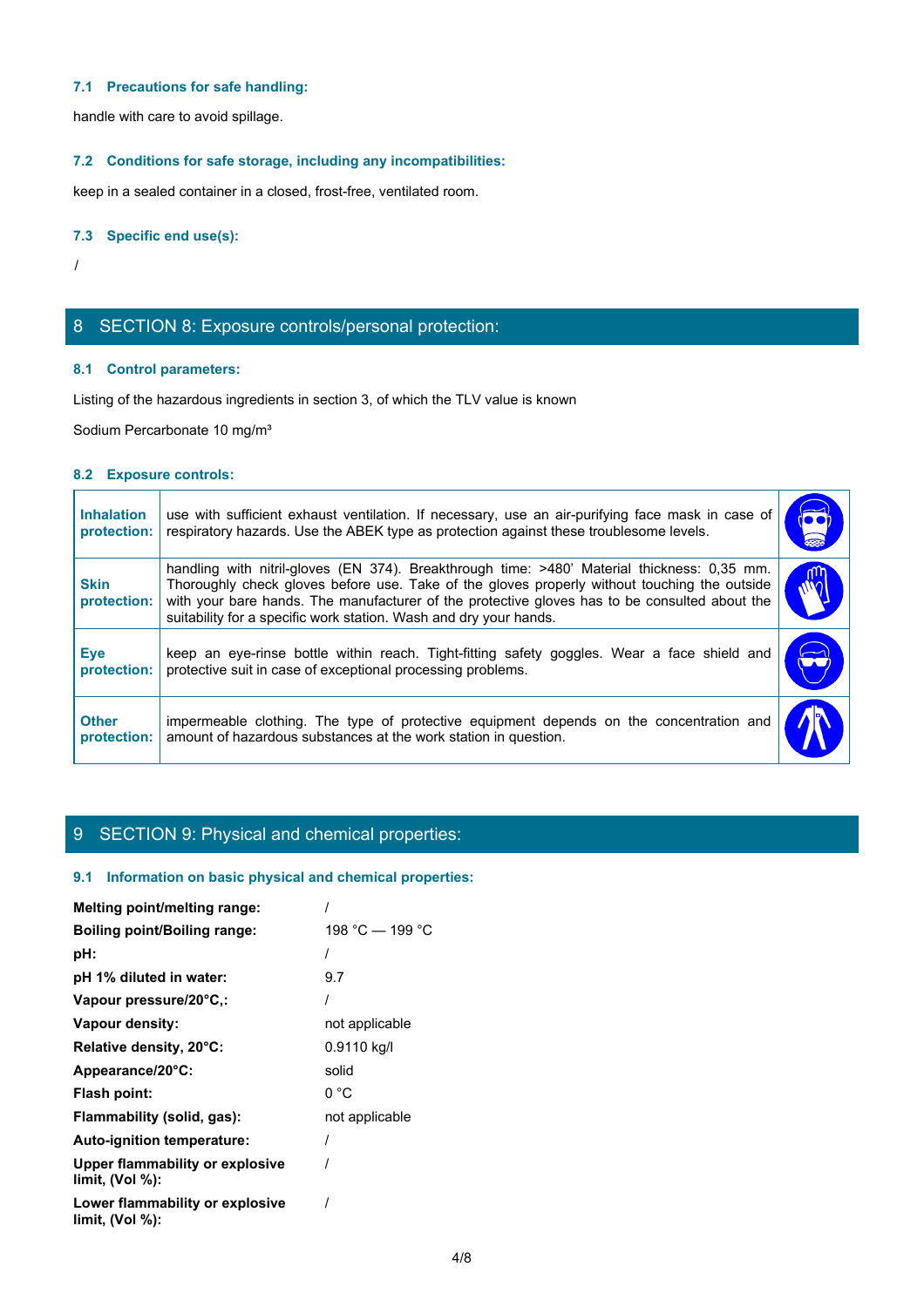### 7.1 Precautions for safe handling:

handle with care to avoid spillage.

### 7.2 Conditions for safe storage, including any incompatibilities:

keep in a sealed container in a closed, frost-free, ventilated room.

### 7.3 Specific end use(s):

/

## 8 SECTION 8: Exposure controls/personal protection:

### 8.1 Control parameters:

Listing of the hazardous ingredients in section 3, of which the TLV value is known

Sodium Percarbonate 10 mg/m³

### 8.2 Exposure controls:

| | | |
|---|---|---|
| **Inhalation protection:** | use with sufficient exhaust ventilation. If necessary, use an air-purifying face mask in case of respiratory hazards. Use the ABEK type as protection against these troublesome levels. | |
| **Skin protection:** | handling with nitril-gloves (EN 374). Breakthrough time: >480' Material thickness: 0,35 mm. Thoroughly check gloves before use. Take of the gloves properly without touching the outside with your bare hands. The manufacturer of the protective gloves has to be consulted about the suitability for a specific work station. Wash and dry your hands. | |
| **Eye protection:** | keep an eye-rinse bottle within reach. Tight-fitting safety goggles. Wear a face shield and protective suit in case of exceptional processing problems. | |
| **Other protection:** | impermeable clothing. The type of protective equipment depends on the concentration and amount of hazardous substances at the work station in question. | |

## 9 SECTION 9: Physical and chemical properties:

### 9.1 Information on basic physical and chemical properties:

| | |
|---|---|
| **Melting point/melting range:** | / |
| **Boiling point/Boiling range:** | 198 °C — 199 °C |
| **pH:** | / |
| **pH 1% diluted in water:** | 9.7 |
| **Vapour pressure/20°C,:** | / |
| **Vapour density:** | not applicable |
| **Relative density, 20°C:** | 0.9110 kg/l |
| **Appearance/20°C:** | solid |
| **Flash point:** | 0 °C |
| **Flammability (solid, gas):** | not applicable |
| **Auto-ignition temperature:** | / |
| **Upper flammability or explosive limit, (Vol %):** | / |
| **Lower flammability or explosive limit, (Vol %):** | / |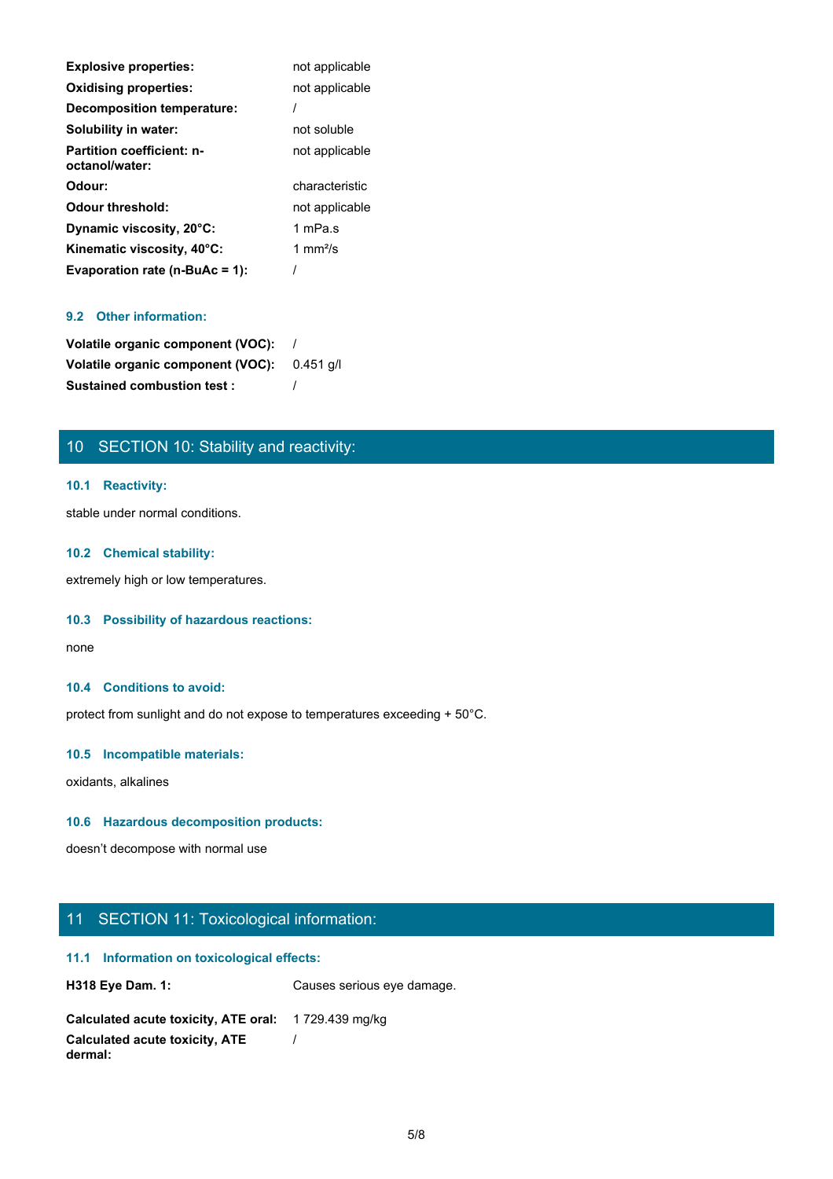| | |
|---|---|
| **Explosive properties:** | not applicable |
| **Oxidising properties:** | not applicable |
| **Decomposition temperature:** | / |
| **Solubility in water:** | not soluble |
| **Partition coefficient: n-octanol/water:** | not applicable |
| **Odour:** | characteristic |
| **Odour threshold:** | not applicable |
| **Dynamic viscosity, 20°C:** | 1 mPa.s |
| **Kinematic viscosity, 40°C:** | 1 mm²/s |
| **Evaporation rate (n-BuAc = 1):** | / |

### 9.2 Other information:

| | |
|---|---|
| **Volatile organic component (VOC):** | / |
| **Volatile organic component (VOC):** | 0.451 g/l |
| **Sustained combustion test :** | / |

## 10 SECTION 10: Stability and reactivity:

### 10.1 Reactivity:

stable under normal conditions.

### 10.2 Chemical stability:

extremely high or low temperatures.

### 10.3 Possibility of hazardous reactions:

none

### 10.4 Conditions to avoid:

protect from sunlight and do not expose to temperatures exceeding + 50°C.

### 10.5 Incompatible materials:

oxidants, alkalines

### 10.6 Hazardous decomposition products:

doesn't decompose with normal use

## 11 SECTION 11: Toxicological information:

### 11.1 Information on toxicological effects:

| | |
|---|---|
| **H318 Eye Dam. 1:** | Causes serious eye damage. |

| | |
|---|---|
| **Calculated acute toxicity, ATE oral:** | 1 729.439 mg/kg |
| **Calculated acute toxicity, ATE dermal:** | / |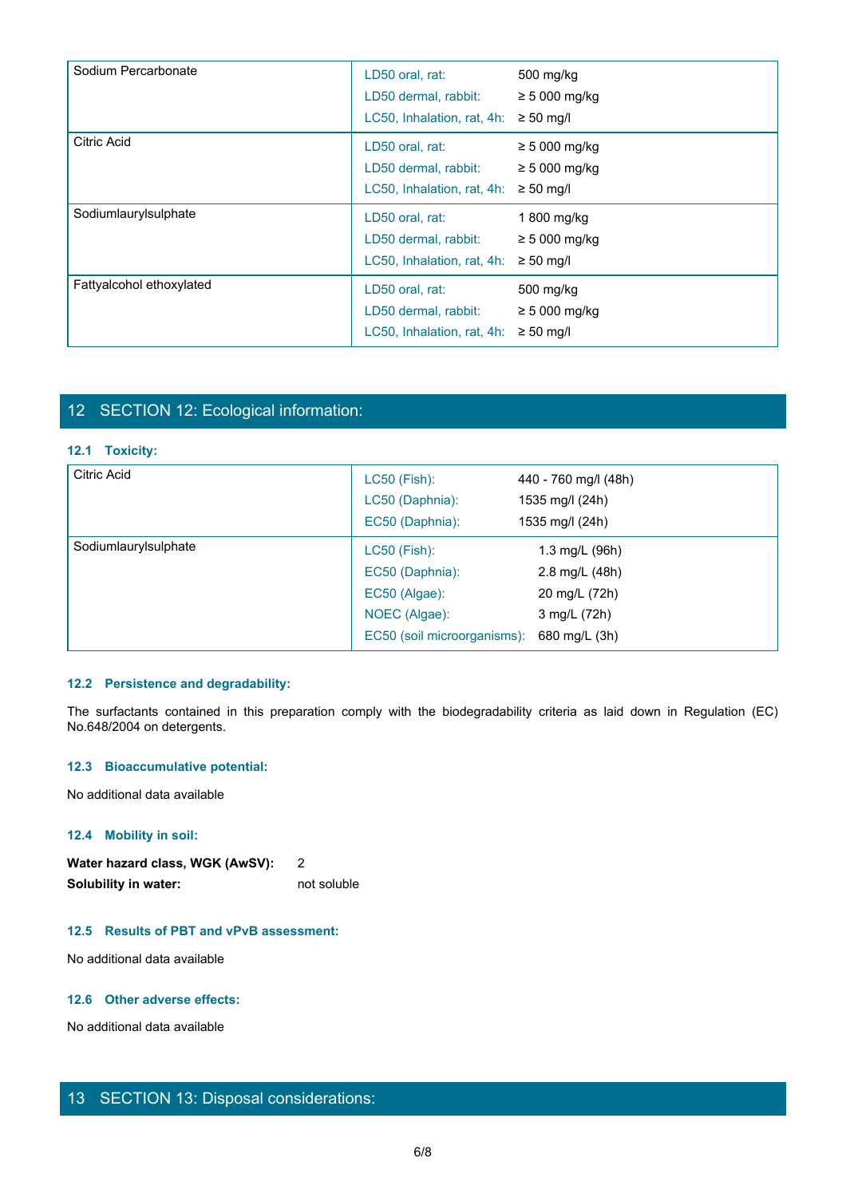| Substance | Parameter | Value |
|---|---|---|
| Sodium Percarbonate | LD50 oral, rat: | 500 mg/kg |
| | LD50 dermal, rabbit: | ≥ 5 000 mg/kg |
| | LC50, Inhalation, rat, 4h: | ≥ 50 mg/l |
| Citric Acid | LD50 oral, rat: | ≥ 5 000 mg/kg |
| | LD50 dermal, rabbit: | ≥ 5 000 mg/kg |
| | LC50, Inhalation, rat, 4h: | ≥ 50 mg/l |
| Sodiumlaurylsulphate | LD50 oral, rat: | 1 800 mg/kg |
| | LD50 dermal, rabbit: | ≥ 5 000 mg/kg |
| | LC50, Inhalation, rat, 4h: | ≥ 50 mg/l |
| Fattyalcohol ethoxylated | LD50 oral, rat: | 500 mg/kg |
| | LD50 dermal, rabbit: | ≥ 5 000 mg/kg |
| | LC50, Inhalation, rat, 4h: | ≥ 50 mg/l |

## 12 SECTION 12: Ecological information:

### 12.1 Toxicity:

| Substance | Parameter | Value |
|---|---|---|
| Citric Acid | LC50 (Fish): | 440 - 760 mg/l (48h) |
| | LC50 (Daphnia): | 1535 mg/l (24h) |
| | EC50 (Daphnia): | 1535 mg/l (24h) |
| Sodiumlaurylsulphate | LC50 (Fish): | 1.3 mg/L (96h) |
| | EC50 (Daphnia): | 2.8 mg/L (48h) |
| | EC50 (Algae): | 20 mg/L (72h) |
| | NOEC (Algae): | 3 mg/L (72h) |
| | EC50 (soil microorganisms): | 680 mg/L (3h) |

### 12.2 Persistence and degradability:

The surfactants contained in this preparation comply with the biodegradability criteria as laid down in Regulation (EC) No.648/2004 on detergents.

### 12.3 Bioaccumulative potential:

No additional data available

### 12.4 Mobility in soil:

**Water hazard class, WGK (AwSV):** 2

**Solubility in water:** not soluble

### 12.5 Results of PBT and vPvB assessment:

No additional data available

### 12.6 Other adverse effects:

No additional data available

## 13 SECTION 13: Disposal considerations: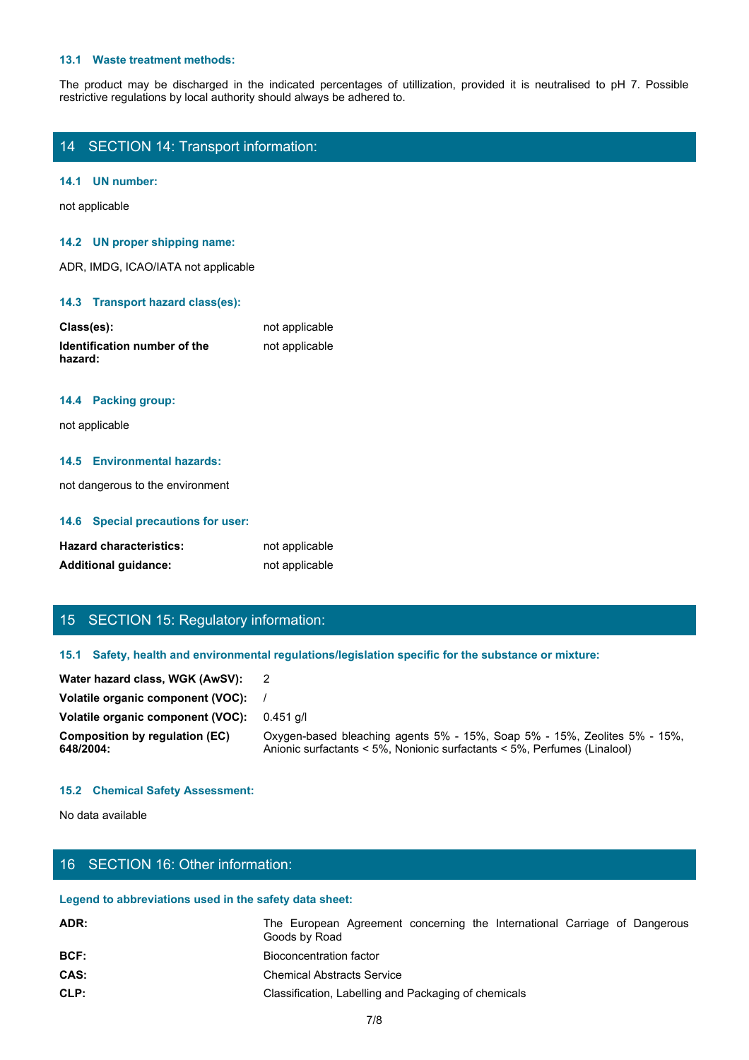### 13.1 Waste treatment methods:

The product may be discharged in the indicated percentages of utillization, provided it is neutralised to pH 7. Possible restrictive regulations by local authority should always be adhered to.

## 14 SECTION 14: Transport information:

### 14.1 UN number:

not applicable

### 14.2 UN proper shipping name:

ADR, IMDG, ICAO/IATA not applicable

### 14.3 Transport hazard class(es):

| | |
|---|---|
| **Class(es):** | not applicable |
| **Identification number of the hazard:** | not applicable |

### 14.4 Packing group:

not applicable

### 14.5 Environmental hazards:

not dangerous to the environment

### 14.6 Special precautions for user:

| | |
|---|---|
| **Hazard characteristics:** | not applicable |
| **Additional guidance:** | not applicable |

## 15 SECTION 15: Regulatory information:

### 15.1 Safety, health and environmental regulations/legislation specific for the substance or mixture:

| | |
|---|---|
| **Water hazard class, WGK (AwSV):** | 2 |
| **Volatile organic component (VOC):** | / |
| **Volatile organic component (VOC):** | 0.451 g/l |
| **Composition by regulation (EC) 648/2004:** | Oxygen-based bleaching agents 5% - 15%, Soap 5% - 15%, Zeolites 5% - 15%, Anionic surfactants < 5%, Nonionic surfactants < 5%, Perfumes (Linalool) |

### 15.2 Chemical Safety Assessment:

No data available

## 16 SECTION 16: Other information:

### Legend to abbreviations used in the safety data sheet:

| | |
|---|---|
| **ADR:** | The European Agreement concerning the International Carriage of Dangerous Goods by Road |
| **BCF:** | Bioconcentration factor |
| **CAS:** | Chemical Abstracts Service |
| **CLP:** | Classification, Labelling and Packaging of chemicals |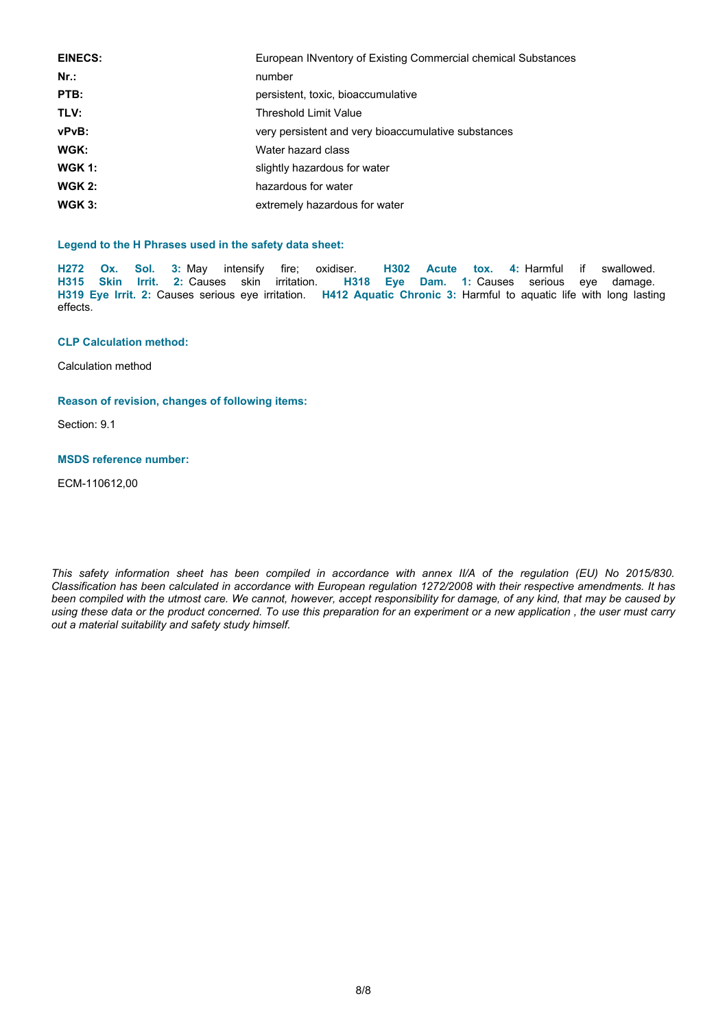| | |
|---|---|
| **EINECS:** | European INventory of Existing Commercial chemical Substances |
| **Nr.:** | number |
| **PTB:** | persistent, toxic, bioaccumulative |
| **TLV:** | Threshold Limit Value |
| **vPvB:** | very persistent and very bioaccumulative substances |
| **WGK:** | Water hazard class |
| **WGK 1:** | slightly hazardous for water |
| **WGK 2:** | hazardous for water |
| **WGK 3:** | extremely hazardous for water |

### Legend to the H Phrases used in the safety data sheet:

**H272 Ox. Sol. 3:** May intensify fire; oxidiser. **H302 Acute tox. 4:** Harmful if swallowed. **H315 Skin Irrit. 2:** Causes skin irritation. **H318 Eye Dam. 1:** Causes serious eye damage. **H319 Eye Irrit. 2:** Causes serious eye irritation. **H412 Aquatic Chronic 3:** Harmful to aquatic life with long lasting effects.

### CLP Calculation method:

Calculation method

### Reason of revision, changes of following items:

Section: 9.1

### MSDS reference number:

ECM-110612,00

*This safety information sheet has been compiled in accordance with annex II/A of the regulation (EU) No 2015/830. Classification has been calculated in accordance with European regulation 1272/2008 with their respective amendments. It has been compiled with the utmost care. We cannot, however, accept responsibility for damage, of any kind, that may be caused by using these data or the product concerned. To use this preparation for an experiment or a new application , the user must carry out a material suitability and safety study himself.*